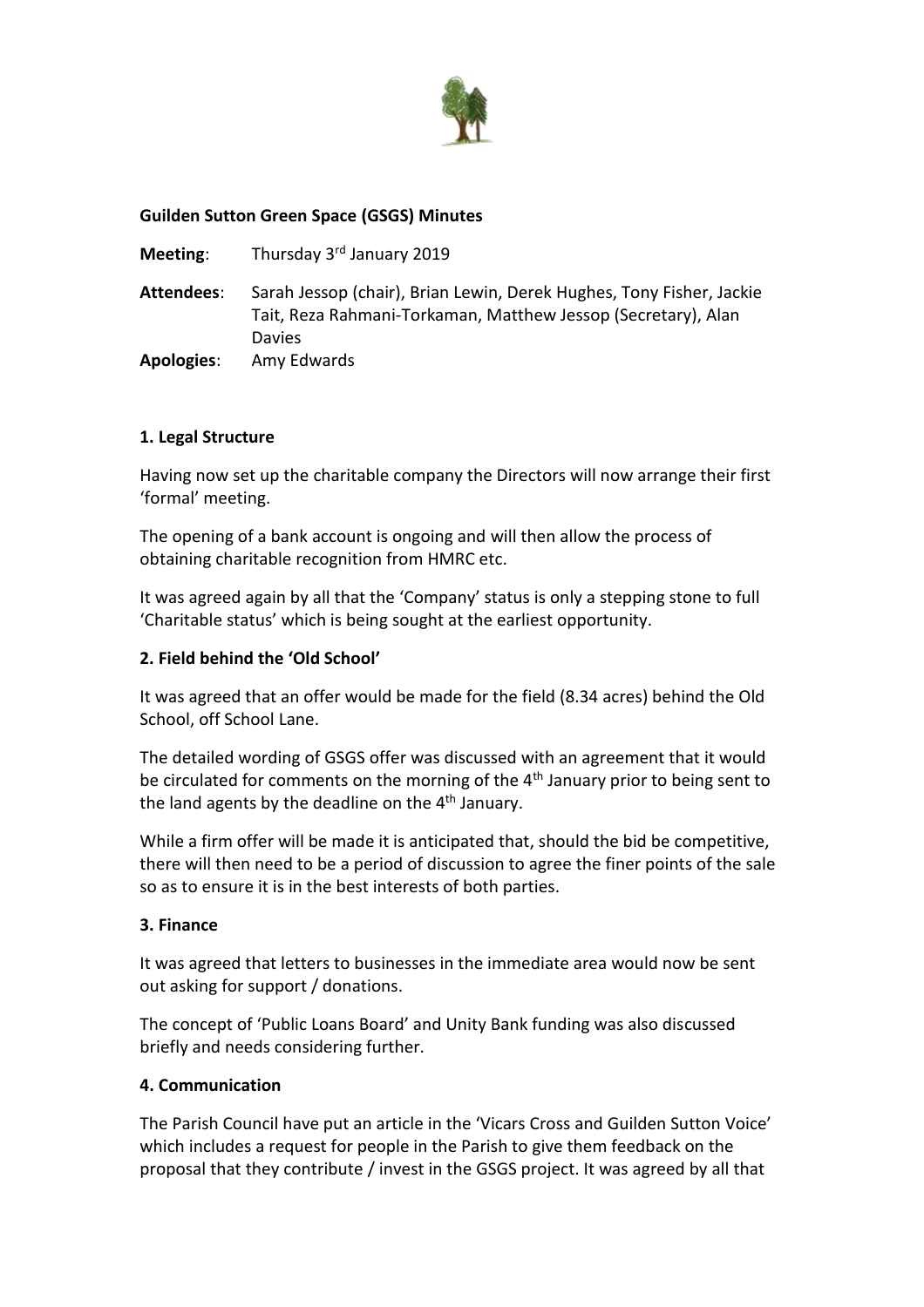**Guilden Sutton Green Space (GSGS) Minutes**

**Meeting**: Thursday 3rd January 2019

**Attendees**: Sarah Jessop (chair), Brian Lewin, Derek Hughes, Tony Fisher, Jackie Tait, Reza Rahmani-Torkaman, Matthew Jessop (Secretary), Alan Davies

**Apologies**: Amy Edwards

**1. Legal Structure**

Having now set up the charitable company the Directors will now arrange their first 'formal' meeting.

The opening of a bank account is ongoing and will then allow the process of obtaining charitable recognition from HMRC etc.

It was agreed again by all that the 'Company' status is only a stepping stone to full 'Charitable status' which is being sought at the earliest opportunity.

**2. Field behind the 'Old School'**

It was agreed that an offer would be made for the field (8.34 acres) behind the Old School, off School Lane.

The detailed wording of GSGS offer was discussed with an agreement that it would be circulated for comments on the morning of the 4th January prior to being sent to the land agents by the deadline on the 4th January.

While a firm offer will be made it is anticipated that, should the bid be competitive, there will then need to be a period of discussion to agree the finer points of the sale so as to ensure it is in the best interests of both parties.

**3. Finance**

It was agreed that letters to businesses in the immediate area would now be sent out asking for support / donations.

The concept of 'Public Loans Board' and Unity Bank funding was also discussed briefly and needs considering further.

**4. Communication**

The Parish Council have put an article in the 'Vicars Cross and Guilden Sutton Voice' which includes a request for people in the Parish to give them feedback on the proposal that they contribute / invest in the GSGS project. It was agreed by all that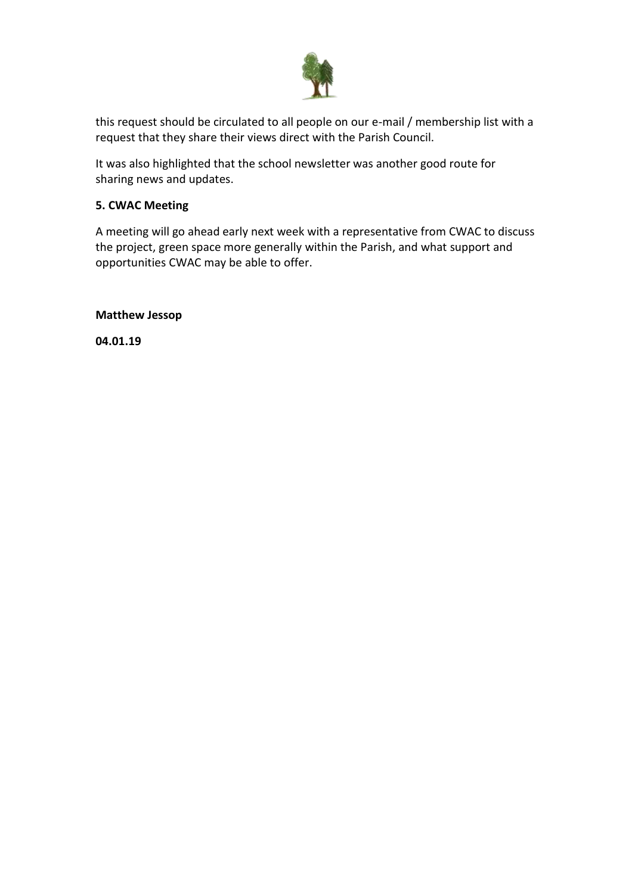this request should be circulated to all people on our e-mail / membership list with a request that they share their views direct with the Parish Council.

It was also highlighted that the school newsletter was another good route for sharing news and updates.

**5. CWAC Meeting**

A meeting will go ahead early next week with a representative from CWAC to discuss the project, green space more generally within the Parish, and what support and opportunities CWAC may be able to offer.

**Matthew Jessop**

**04.01.19**